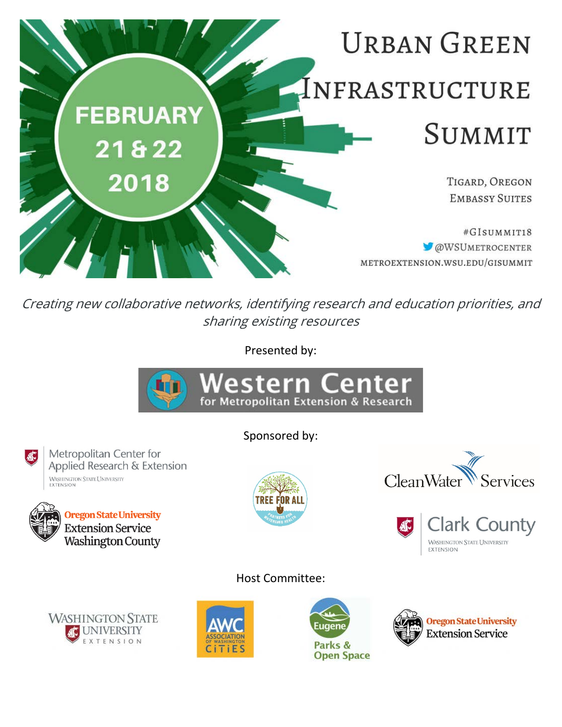# Urban Green Infrastructure Summit

FEBRUARY 21 & 22 2018

Tigard, Oregon
Embassy Suites

#GISummit18
@WSUMetroCenter
metroextension.wsu.edu/gisummit

*Creating new collaborative networks, identifying research and education priorities, and sharing existing resources*

Presented by:

Western Center for Metropolitan Extension & Research

Sponsored by:

Metropolitan Center for Applied Research & Extension, Washington State University Extension

Oregon State University Extension Service Washington County

Tree for All — Partners for Watershed Health

Clean Water Services

Clark County, Washington State University Extension

Host Committee:

Washington State University Extension

AWC Association of Washington Cities

Eugene Parks & Open Space

Oregon State University Extension Service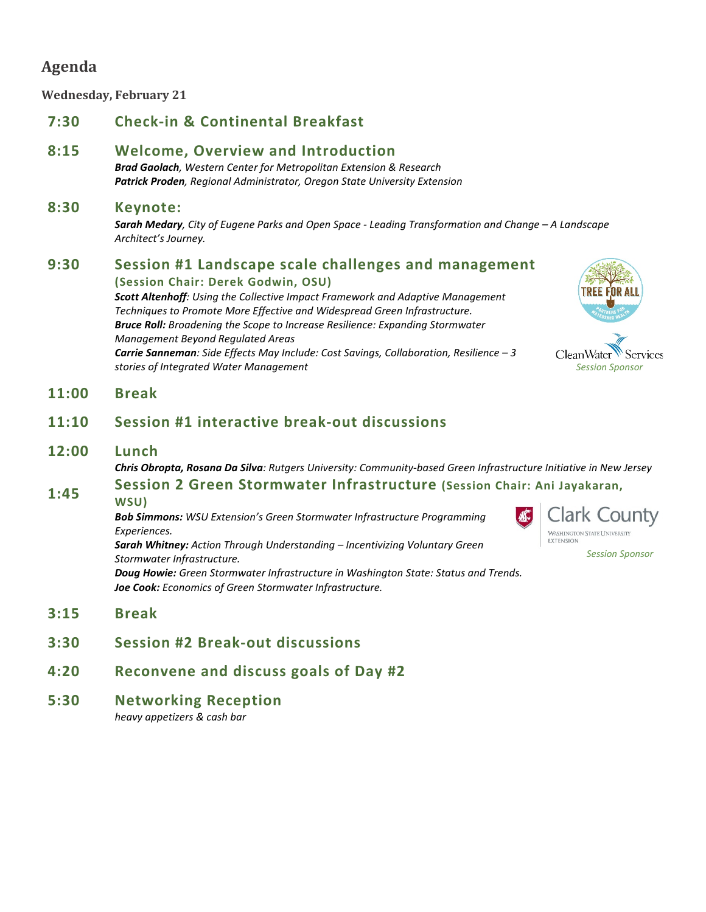## Agenda

**Wednesday, February 21**

**7:30 Check-in & Continental Breakfast**

**8:15 Welcome, Overview and Introduction**

***Brad Gaolach***, *Western Center for Metropolitan Extension & Research*
***Patrick Proden***, *Regional Administrator, Oregon State University Extension*

**8:30 Keynote:**

***Sarah Medary***, *City of Eugene Parks and Open Space - Leading Transformation and Change – A Landscape Architect's Journey.*

**9:30 Session #1 Landscape scale challenges and management**
**(Session Chair: Derek Godwin, OSU)**

***Scott Altenhoff***: *Using the Collective Impact Framework and Adaptive Management Techniques to Promote More Effective and Widespread Green Infrastructure.*
***Bruce Roll:*** *Broadening the Scope to Increase Resilience: Expanding Stormwater Management Beyond Regulated Areas*
***Carrie Sanneman***: *Side Effects May Include: Cost Savings, Collaboration, Resilience – 3 stories of Integrated Water Management*

TREE FOR ALL
Clean Water Services
*Session Sponsor*

**11:00 Break**

**11:10 Session #1 interactive break-out discussions**

**12:00 Lunch**

***Chris Obropta, Rosana Da Silva***: *Rutgers University: Community-based Green Infrastructure Initiative in New Jersey*

**1:45 Session 2 Green Stormwater Infrastructure (Session Chair: Ani Jayakaran, WSU)**

***Bob Simmons:*** *WSU Extension's Green Stormwater Infrastructure Programming Experiences.*
***Sarah Whitney:*** *Action Through Understanding – Incentivizing Voluntary Green Stormwater Infrastructure.*
***Doug Howie:*** *Green Stormwater Infrastructure in Washington State: Status and Trends.*
***Joe Cook:*** *Economics of Green Stormwater Infrastructure.*

Clark County
Washington State University Extension
*Session Sponsor*

**3:15 Break**

**3:30 Session #2 Break-out discussions**

**4:20 Reconvene and discuss goals of Day #2**

**5:30 Networking Reception**

*heavy appetizers & cash bar*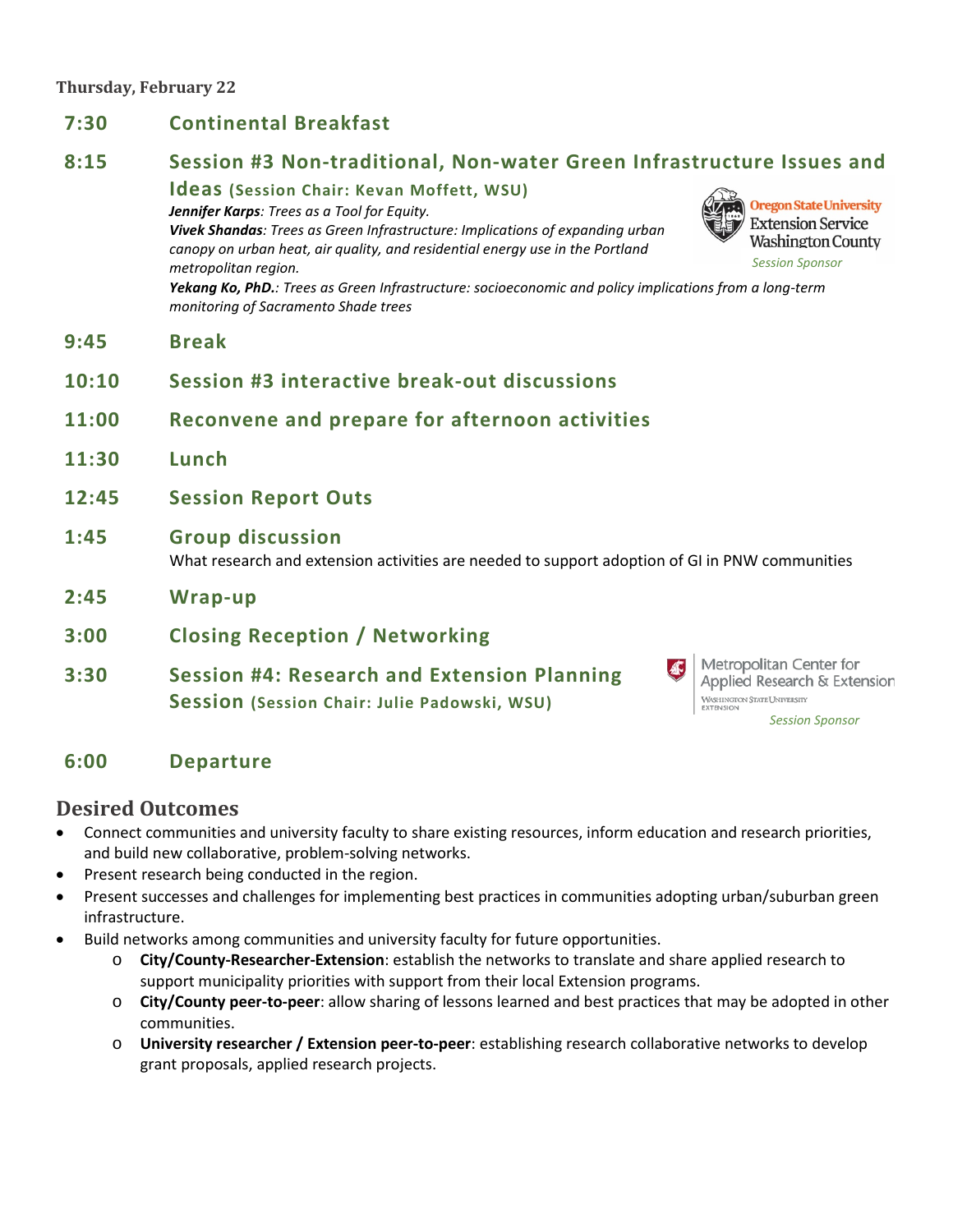**Thursday, February 22**

**7:30 Continental Breakfast**

**8:15 Session #3 Non-traditional, Non-water Green Infrastructure Issues and Ideas (Session Chair: Kevan Moffett, WSU)**

***Jennifer Karps***: *Trees as a Tool for Equity.*

***Vivek Shandas***: *Trees as Green Infrastructure: Implications of expanding urban canopy on urban heat, air quality, and residential energy use in the Portland metropolitan region.*

***Yekang Ko, PhD.***: *Trees as Green Infrastructure: socioeconomic and policy implications from a long-term monitoring of Sacramento Shade trees*

Oregon State University Extension Service Washington County

*Session Sponsor*

**9:45 Break**

**10:10 Session #3 interactive break-out discussions**

**11:00 Reconvene and prepare for afternoon activities**

**11:30 Lunch**

**12:45 Session Report Outs**

**1:45 Group discussion**

What research and extension activities are needed to support adoption of GI in PNW communities

**2:45 Wrap-up**

**3:00 Closing Reception / Networking**

**3:30 Session #4: Research and Extension Planning Session (Session Chair: Julie Padowski, WSU)**

Metropolitan Center for Applied Research & Extension
Washington State University Extension

*Session Sponsor*

**6:00 Departure**

## Desired Outcomes

- Connect communities and university faculty to share existing resources, inform education and research priorities, and build new collaborative, problem-solving networks.
- Present research being conducted in the region.
- Present successes and challenges for implementing best practices in communities adopting urban/suburban green infrastructure.
- Build networks among communities and university faculty for future opportunities.
  - **City/County-Researcher-Extension**: establish the networks to translate and share applied research to support municipality priorities with support from their local Extension programs.
  - **City/County peer-to-peer**: allow sharing of lessons learned and best practices that may be adopted in other communities.
  - **University researcher / Extension peer-to-peer**: establishing research collaborative networks to develop grant proposals, applied research projects.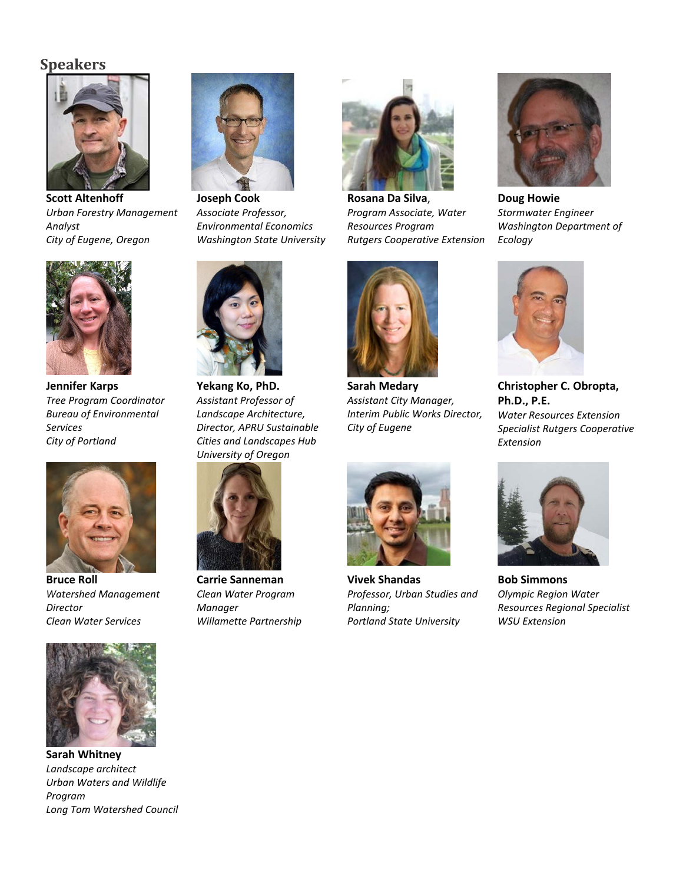## Speakers

**Scott Altenhoff**
*Urban Forestry Management Analyst*
*City of Eugene, Oregon*

**Joseph Cook**
*Associate Professor,*
*Environmental Economics*
*Washington State University*

**Rosana Da Silva**,
*Program Associate, Water Resources Program*
*Rutgers Cooperative Extension*

**Doug Howie**
*Stormwater Engineer*
*Washington Department of Ecology*

**Jennifer Karps**
*Tree Program Coordinator*
*Bureau of Environmental Services*
*City of Portland*

**Yekang Ko, PhD.**
*Assistant Professor of Landscape Architecture,*
*Director, APRU Sustainable Cities and Landscapes Hub*
*University of Oregon*

**Sarah Medary**
*Assistant City Manager,*
*Interim Public Works Director,*
*City of Eugene*

**Christopher C. Obropta, Ph.D., P.E.**
*Water Resources Extension Specialist Rutgers Cooperative Extension*

**Bruce Roll**
*Watershed Management Director*
*Clean Water Services*

**Carrie Sanneman**
*Clean Water Program Manager*
*Willamette Partnership*

**Vivek Shandas**
*Professor, Urban Studies and Planning;*
*Portland State University*

**Bob Simmons**
*Olympic Region Water Resources Regional Specialist*
*WSU Extension*

**Sarah Whitney**
*Landscape architect*
*Urban Waters and Wildlife Program*
*Long Tom Watershed Council*